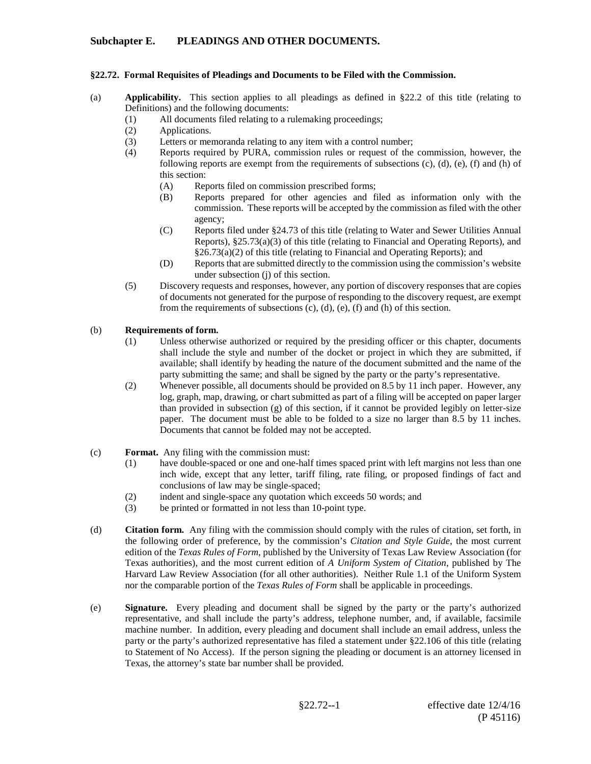## Subchapter E. PLEADINGS AND OTHER DOCUMENTS.

### §22.72. Formal Requisites of Pleadings and Documents to be Filed with the Commission.

(a) **Applicability.** This section applies to all pleadings as defined in §22.2 of this title (relating to Definitions) and the following documents:

- (1) All documents filed relating to a rulemaking proceedings;
- (2) Applications.
- (3) Letters or memoranda relating to any item with a control number;
- (4) Reports required by PURA, commission rules or request of the commission, however, the following reports are exempt from the requirements of subsections (c), (d), (e), (f) and (h) of this section:
  - (A) Reports filed on commission prescribed forms;
  - (B) Reports prepared for other agencies and filed as information only with the commission. These reports will be accepted by the commission as filed with the other agency;
  - (C) Reports filed under §24.73 of this title (relating to Water and Sewer Utilities Annual Reports), §25.73(a)(3) of this title (relating to Financial and Operating Reports), and §26.73(a)(2) of this title (relating to Financial and Operating Reports); and
  - (D) Reports that are submitted directly to the commission using the commission's website under subsection (j) of this section.
- (5) Discovery requests and responses, however, any portion of discovery responses that are copies of documents not generated for the purpose of responding to the discovery request, are exempt from the requirements of subsections (c), (d), (e), (f) and (h) of this section.

(b) **Requirements of form.**

- (1) Unless otherwise authorized or required by the presiding officer or this chapter, documents shall include the style and number of the docket or project in which they are submitted, if available; shall identify by heading the nature of the document submitted and the name of the party submitting the same; and shall be signed by the party or the party's representative.
- (2) Whenever possible, all documents should be provided on 8.5 by 11 inch paper. However, any log, graph, map, drawing, or chart submitted as part of a filing will be accepted on paper larger than provided in subsection (g) of this section, if it cannot be provided legibly on letter-size paper. The document must be able to be folded to a size no larger than 8.5 by 11 inches. Documents that cannot be folded may not be accepted.

(c) **Format.** Any filing with the commission must:

- (1) have double-spaced or one and one-half times spaced print with left margins not less than one inch wide, except that any letter, tariff filing, rate filing, or proposed findings of fact and conclusions of law may be single-spaced;
- (2) indent and single-space any quotation which exceeds 50 words; and
- (3) be printed or formatted in not less than 10-point type.

(d) **Citation form.** Any filing with the commission should comply with the rules of citation, set forth, in the following order of preference, by the commission's *Citation and Style Guide*, the most current edition of the *Texas Rules of Form*, published by the University of Texas Law Review Association (for Texas authorities), and the most current edition of *A Uniform System of Citation*, published by The Harvard Law Review Association (for all other authorities). Neither Rule 1.1 of the Uniform System nor the comparable portion of the *Texas Rules of Form* shall be applicable in proceedings.

(e) **Signature.** Every pleading and document shall be signed by the party or the party's authorized representative, and shall include the party's address, telephone number, and, if available, facsimile machine number. In addition, every pleading and document shall include an email address, unless the party or the party's authorized representative has filed a statement under §22.106 of this title (relating to Statement of No Access). If the person signing the pleading or document is an attorney licensed in Texas, the attorney's state bar number shall be provided.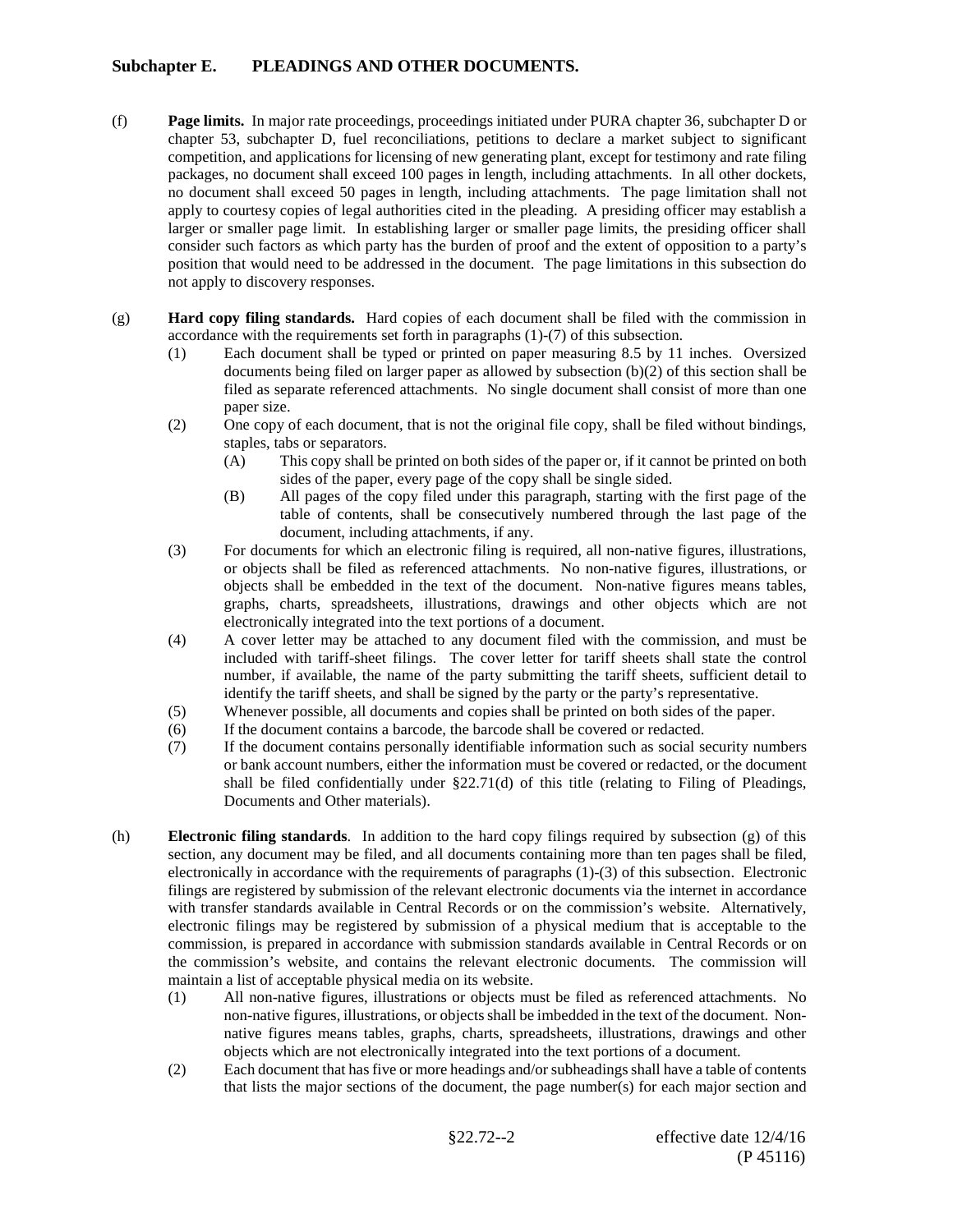## Subchapter E. PLEADINGS AND OTHER DOCUMENTS.

(f) **Page limits.** In major rate proceedings, proceedings initiated under PURA chapter 36, subchapter D or chapter 53, subchapter D, fuel reconciliations, petitions to declare a market subject to significant competition, and applications for licensing of new generating plant, except for testimony and rate filing packages, no document shall exceed 100 pages in length, including attachments. In all other dockets, no document shall exceed 50 pages in length, including attachments. The page limitation shall not apply to courtesy copies of legal authorities cited in the pleading. A presiding officer may establish a larger or smaller page limit. In establishing larger or smaller page limits, the presiding officer shall consider such factors as which party has the burden of proof and the extent of opposition to a party's position that would need to be addressed in the document. The page limitations in this subsection do not apply to discovery responses.

(g) **Hard copy filing standards.** Hard copies of each document shall be filed with the commission in accordance with the requirements set forth in paragraphs (1)-(7) of this subsection.

- (1) Each document shall be typed or printed on paper measuring 8.5 by 11 inches. Oversized documents being filed on larger paper as allowed by subsection (b)(2) of this section shall be filed as separate referenced attachments. No single document shall consist of more than one paper size.
- (2) One copy of each document, that is not the original file copy, shall be filed without bindings, staples, tabs or separators.
  - (A) This copy shall be printed on both sides of the paper or, if it cannot be printed on both sides of the paper, every page of the copy shall be single sided.
  - (B) All pages of the copy filed under this paragraph, starting with the first page of the table of contents, shall be consecutively numbered through the last page of the document, including attachments, if any.
- (3) For documents for which an electronic filing is required, all non-native figures, illustrations, or objects shall be filed as referenced attachments. No non-native figures, illustrations, or objects shall be embedded in the text of the document. Non-native figures means tables, graphs, charts, spreadsheets, illustrations, drawings and other objects which are not electronically integrated into the text portions of a document.
- (4) A cover letter may be attached to any document filed with the commission, and must be included with tariff-sheet filings. The cover letter for tariff sheets shall state the control number, if available, the name of the party submitting the tariff sheets, sufficient detail to identify the tariff sheets, and shall be signed by the party or the party's representative.
- (5) Whenever possible, all documents and copies shall be printed on both sides of the paper.
- (6) If the document contains a barcode, the barcode shall be covered or redacted.
- (7) If the document contains personally identifiable information such as social security numbers or bank account numbers, either the information must be covered or redacted, or the document shall be filed confidentially under §22.71(d) of this title (relating to Filing of Pleadings, Documents and Other materials).

(h) **Electronic filing standards**. In addition to the hard copy filings required by subsection (g) of this section, any document may be filed, and all documents containing more than ten pages shall be filed, electronically in accordance with the requirements of paragraphs (1)-(3) of this subsection. Electronic filings are registered by submission of the relevant electronic documents via the internet in accordance with transfer standards available in Central Records or on the commission's website. Alternatively, electronic filings may be registered by submission of a physical medium that is acceptable to the commission, is prepared in accordance with submission standards available in Central Records or on the commission's website, and contains the relevant electronic documents. The commission will maintain a list of acceptable physical media on its website.

- (1) All non-native figures, illustrations or objects must be filed as referenced attachments. No non-native figures, illustrations, or objects shall be imbedded in the text of the document. Non-native figures means tables, graphs, charts, spreadsheets, illustrations, drawings and other objects which are not electronically integrated into the text portions of a document.
- (2) Each document that has five or more headings and/or subheadings shall have a table of contents that lists the major sections of the document, the page number(s) for each major section and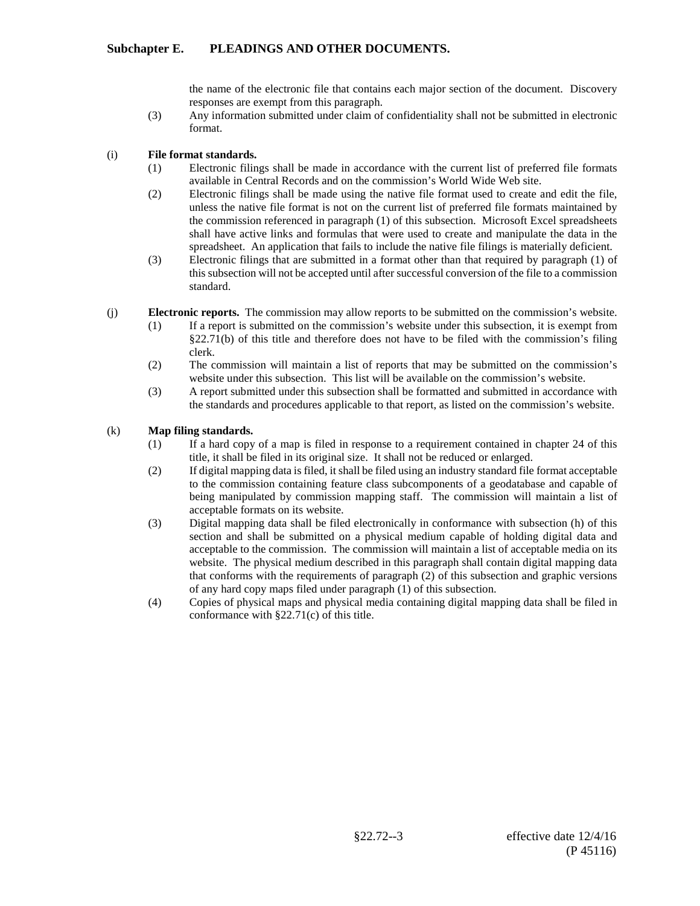the name of the electronic file that contains each major section of the document. Discovery responses are exempt from this paragraph.

(3) Any information submitted under claim of confidentiality shall not be submitted in electronic format.

(i) **File format standards.**

(1) Electronic filings shall be made in accordance with the current list of preferred file formats available in Central Records and on the commission's World Wide Web site.

(2) Electronic filings shall be made using the native file format used to create and edit the file, unless the native file format is not on the current list of preferred file formats maintained by the commission referenced in paragraph (1) of this subsection. Microsoft Excel spreadsheets shall have active links and formulas that were used to create and manipulate the data in the spreadsheet. An application that fails to include the native file filings is materially deficient.

(3) Electronic filings that are submitted in a format other than that required by paragraph (1) of this subsection will not be accepted until after successful conversion of the file to a commission standard.

(j) **Electronic reports.** The commission may allow reports to be submitted on the commission's website.

(1) If a report is submitted on the commission's website under this subsection, it is exempt from §22.71(b) of this title and therefore does not have to be filed with the commission's filing clerk.

(2) The commission will maintain a list of reports that may be submitted on the commission's website under this subsection. This list will be available on the commission's website.

(3) A report submitted under this subsection shall be formatted and submitted in accordance with the standards and procedures applicable to that report, as listed on the commission's website.

(k) **Map filing standards.**

(1) If a hard copy of a map is filed in response to a requirement contained in chapter 24 of this title, it shall be filed in its original size. It shall not be reduced or enlarged.

(2) If digital mapping data is filed, it shall be filed using an industry standard file format acceptable to the commission containing feature class subcomponents of a geodatabase and capable of being manipulated by commission mapping staff. The commission will maintain a list of acceptable formats on its website.

(3) Digital mapping data shall be filed electronically in conformance with subsection (h) of this section and shall be submitted on a physical medium capable of holding digital data and acceptable to the commission. The commission will maintain a list of acceptable media on its website. The physical medium described in this paragraph shall contain digital mapping data that conforms with the requirements of paragraph (2) of this subsection and graphic versions of any hard copy maps filed under paragraph (1) of this subsection.

(4) Copies of physical maps and physical media containing digital mapping data shall be filed in conformance with §22.71(c) of this title.